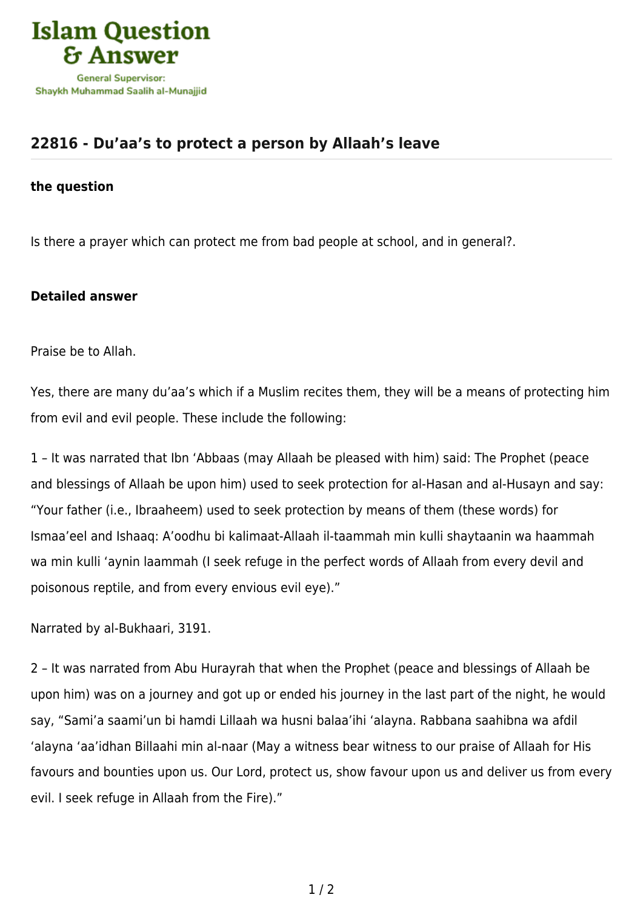Islam Question & Answer

General Supervisor: Shaykh Muhammad Saalih al-Munajjid

## 22816 - Du'aa's to protect a person by Allaah's leave

**the question**

Is there a prayer which can protect me from bad people at school, and in general?.

**Detailed answer**

Praise be to Allah.

Yes, there are many du'aa's which if a Muslim recites them, they will be a means of protecting him from evil and evil people. These include the following:

1 – It was narrated that Ibn 'Abbaas (may Allaah be pleased with him) said: The Prophet (peace and blessings of Allaah be upon him) used to seek protection for al-Hasan and al-Husayn and say: "Your father (i.e., Ibraaheem) used to seek protection by means of them (these words) for Ismaa'eel and Ishaaq: A'oodhu bi kalimaat-Allaah il-taammah min kulli shaytaanin wa haammah wa min kulli 'aynin laammah (I seek refuge in the perfect words of Allaah from every devil and poisonous reptile, and from every envious evil eye)."

Narrated by al-Bukhaari, 3191.

2 – It was narrated from Abu Hurayrah that when the Prophet (peace and blessings of Allaah be upon him) was on a journey and got up or ended his journey in the last part of the night, he would say, "Sami'a saami'un bi hamdi Lillaah wa husni balaa'ihi 'alayna. Rabbana saahibna wa afdil 'alayna 'aa'idhan Billaahi min al-naar (May a witness bear witness to our praise of Allaah for His favours and bounties upon us. Our Lord, protect us, show favour upon us and deliver us from every evil. I seek refuge in Allaah from the Fire)."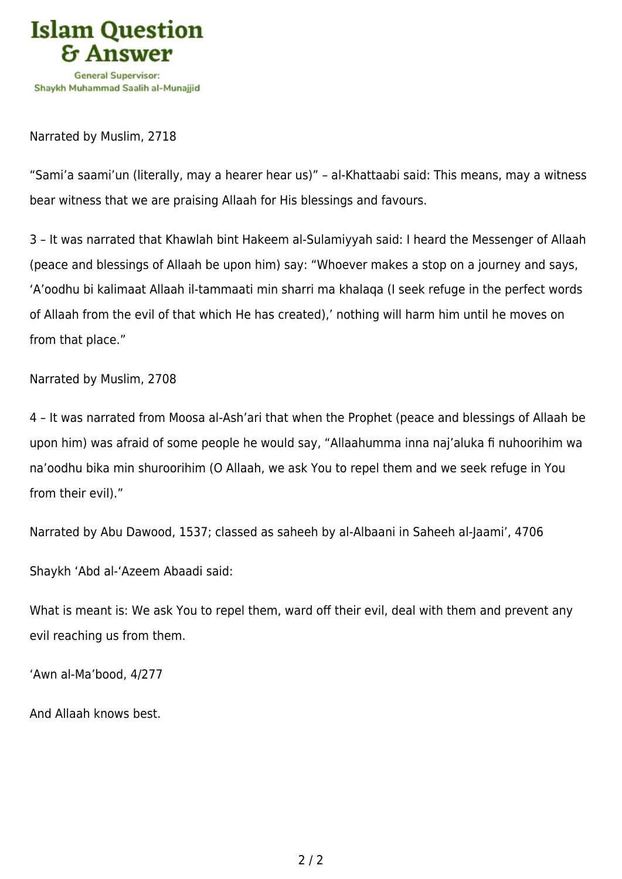Narrated by Muslim, 2718

"Sami'a saami'un (literally, may a hearer hear us)" – al-Khattaabi said: This means, may a witness bear witness that we are praising Allaah for His blessings and favours.

3 – It was narrated that Khawlah bint Hakeem al-Sulamiyyah said: I heard the Messenger of Allaah (peace and blessings of Allaah be upon him) say: "Whoever makes a stop on a journey and says, 'A'oodhu bi kalimaat Allaah il-tammaati min sharri ma khalaqa (I seek refuge in the perfect words of Allaah from the evil of that which He has created),' nothing will harm him until he moves on from that place."

Narrated by Muslim, 2708

4 – It was narrated from Moosa al-Ash'ari that when the Prophet (peace and blessings of Allaah be upon him) was afraid of some people he would say, "Allaahumma inna naj'aluka fi nuhoorihim wa na'oodhu bika min shuroorihim (O Allaah, we ask You to repel them and we seek refuge in You from their evil)."

Narrated by Abu Dawood, 1537; classed as saheeh by al-Albaani in Saheeh al-Jaami', 4706

Shaykh 'Abd al-'Azeem Abaadi said:

What is meant is: We ask You to repel them, ward off their evil, deal with them and prevent any evil reaching us from them.

'Awn al-Ma'bood, 4/277

And Allaah knows best.